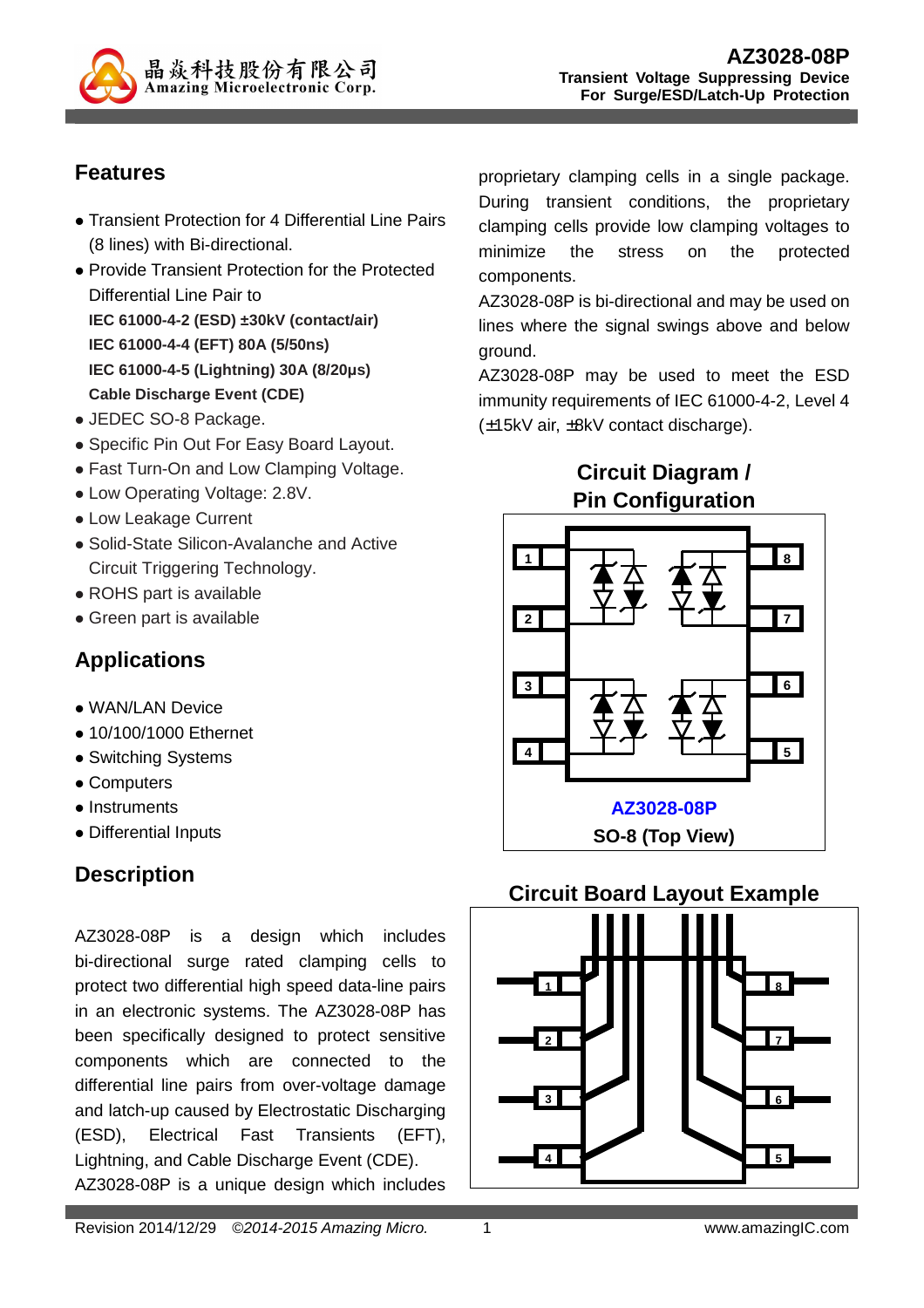# AZ3028-08P

**Transient Voltage Suppressing Device For Surge/ESD/Latch-Up Protection**

## Features

- Transient Protection for 4 Differential Line Pairs (8 lines) with Bi-directional.
- Provide Transient Protection for the Protected Differential Line Pair to
  **IEC 61000-4-2 (ESD) ±30kV (contact/air)**
  **IEC 61000-4-4 (EFT) 80A (5/50ns)**
  **IEC 61000-4-5 (Lightning) 30A (8/20μs)**
  **Cable Discharge Event (CDE)**
- JEDEC SO-8 Package.
- Specific Pin Out For Easy Board Layout.
- Fast Turn-On and Low Clamping Voltage.
- Low Operating Voltage: 2.8V.
- Low Leakage Current
- Solid-State Silicon-Avalanche and Active Circuit Triggering Technology.
- ROHS part is available
- Green part is available

## Applications

- WAN/LAN Device
- 10/100/1000 Ethernet
- Switching Systems
- Computers
- Instruments
- Differential Inputs

## Description

AZ3028-08P is a design which includes bi-directional surge rated clamping cells to protect two differential high speed data-line pairs in an electronic systems. The AZ3028-08P has been specifically designed to protect sensitive components which are connected to the differential line pairs from over-voltage damage and latch-up caused by Electrostatic Discharging (ESD), Electrical Fast Transients (EFT), Lightning, and Cable Discharge Event (CDE).

AZ3028-08P is a unique design which includes proprietary clamping cells in a single package. During transient conditions, the proprietary clamping cells provide low clamping voltages to minimize the stress on the protected components.

AZ3028-08P is bi-directional and may be used on lines where the signal swings above and below ground.

AZ3028-08P may be used to meet the ESD immunity requirements of IEC 61000-4-2, Level 4 (±15kV air, ±8kV contact discharge).

## Circuit Diagram / Pin Configuration

AZ3028-08P
SO-8 (Top View)

## Circuit Board Layout Example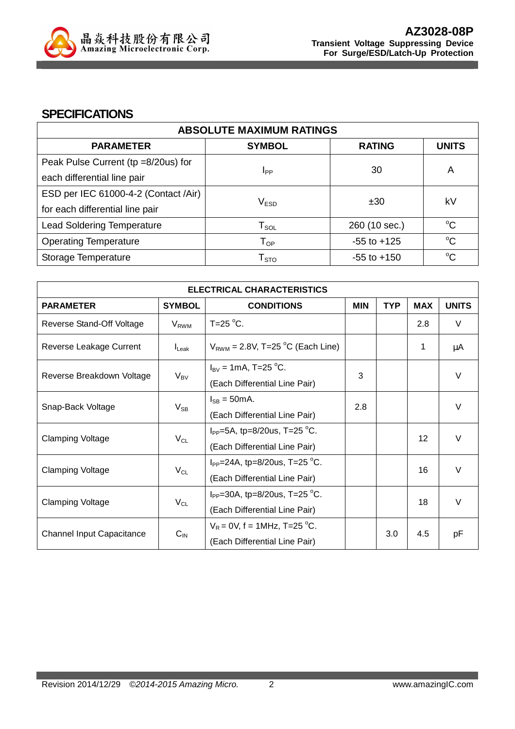## SPECIFICATIONS

| ABSOLUTE MAXIMUM RATINGS | | | |
|---|---|---|---|
| **PARAMETER** | **SYMBOL** | **RATING** | **UNITS** |
| Peak Pulse Current (tp =8/20us) for each differential line pair | $I_{PP}$ | 30 | A |
| ESD per IEC 61000-4-2 (Contact /Air) for each differential line pair | $V_{ESD}$ | ±30 | kV |
| Lead Soldering Temperature | $T_{SOL}$ | 260 (10 sec.) | $^{o}$C |
| Operating Temperature | $T_{OP}$ | -55 to +125 | $^{o}$C |
| Storage Temperature | $T_{STO}$ | -55 to +150 | $^{o}$C |

| ELECTRICAL CHARACTERISTICS | | | | | | |
|---|---|---|---|---|---|---|
| **PARAMETER** | **SYMBOL** | **CONDITIONS** | **MIN** | **TYP** | **MAX** | **UNITS** |
| Reverse Stand-Off Voltage | $V_{RWM}$ | T=25 $^{o}$C. | | | 2.8 | V |
| Reverse Leakage Current | $I_{Leak}$ | $V_{RWM}$ = 2.8V, T=25 $^{o}$C (Each Line) | | | 1 | μA |
| Reverse Breakdown Voltage | $V_{BV}$ | $I_{BV}$ = 1mA, T=25 $^{o}$C. (Each Differential Line Pair) | 3 | | | V |
| Snap-Back Voltage | $V_{SB}$ | $I_{SB}$ = 50mA. (Each Differential Line Pair) | 2.8 | | | V |
| Clamping Voltage | $V_{CL}$ | $I_{PP}$=5A, tp=8/20us, T=25 $^{o}$C. (Each Differential Line Pair) | | | 12 | V |
| Clamping Voltage | $V_{CL}$ | $I_{PP}$=24A, tp=8/20us, T=25 $^{o}$C. (Each Differential Line Pair) | | | 16 | V |
| Clamping Voltage | $V_{CL}$ | $I_{PP}$=30A, tp=8/20us, T=25 $^{o}$C. (Each Differential Line Pair) | | | 18 | V |
| Channel Input Capacitance | $C_{IN}$ | $V_R$ = 0V, f = 1MHz, T=25 $^{o}$C. (Each Differential Line Pair) | | 3.0 | 4.5 | pF |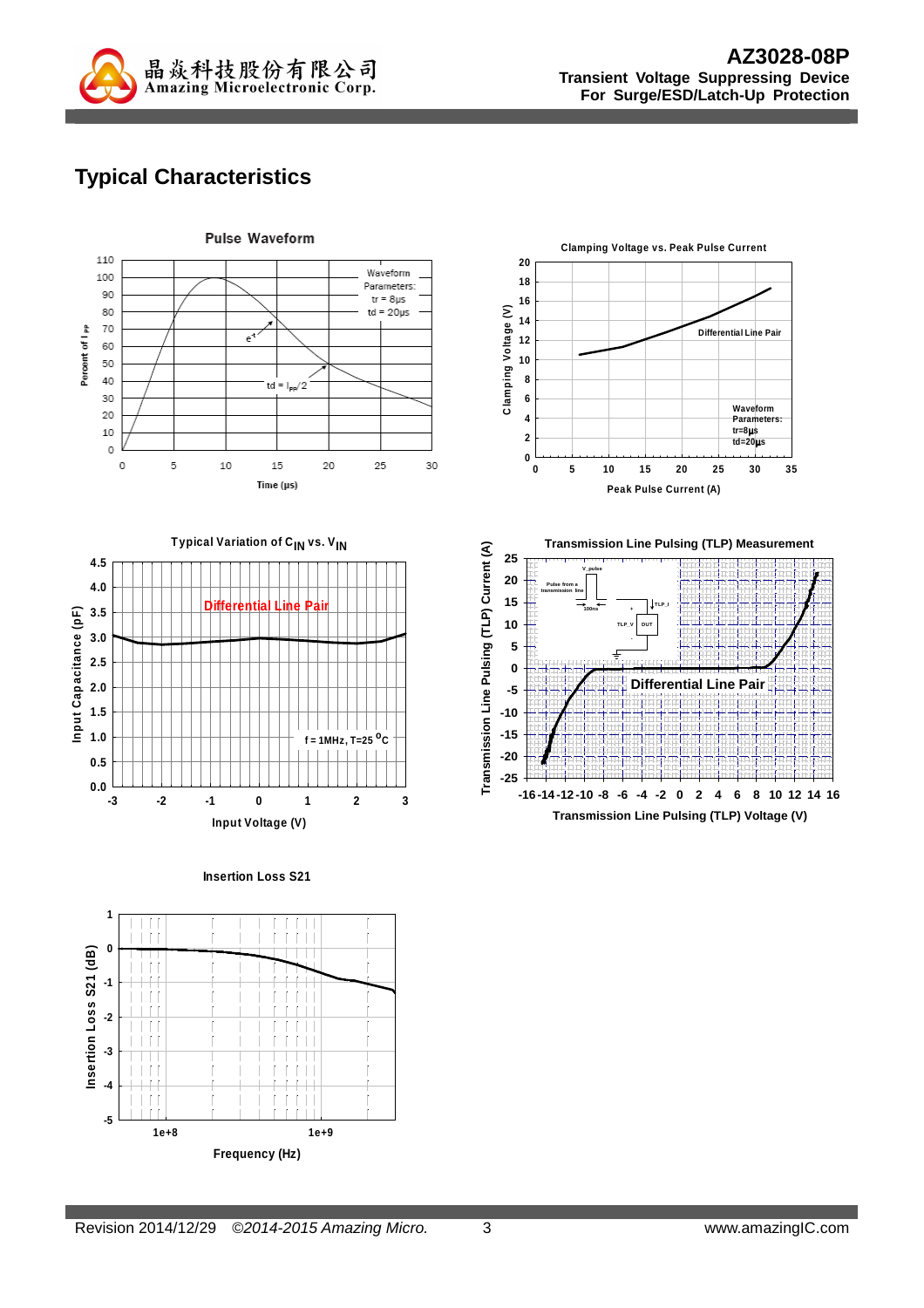# Typical Characteristics

**Pulse Waveform**

Waveform Parameters: tr = 8μs, td = 20μs

Percent of $I_{PP}$ vs. Time (μs)

$e^{-t}$

td = $I_{PP}/2$

**Clamping Voltage vs. Peak Pulse Current**

Clamping Voltage (V) vs. Peak Pulse Current (A)

Differential Line Pair

Waveform Parameters: tr=8μs, td=20μs

**Typical Variation of $C_{IN}$ vs. $V_{IN}$**

Input Capacitance (pF) vs. Input Voltage (V)

Differential Line Pair

f = 1MHz, T=25 °C

**Transmission Line Pulsing (TLP) Measurement**

Transmission Line Pulsing (TLP) Current (A) vs. Transmission Line Pulsing (TLP) Voltage (V)

Differential Line Pair

**Insertion Loss S21**

Insertion Loss S21 (dB) vs. Frequency (Hz)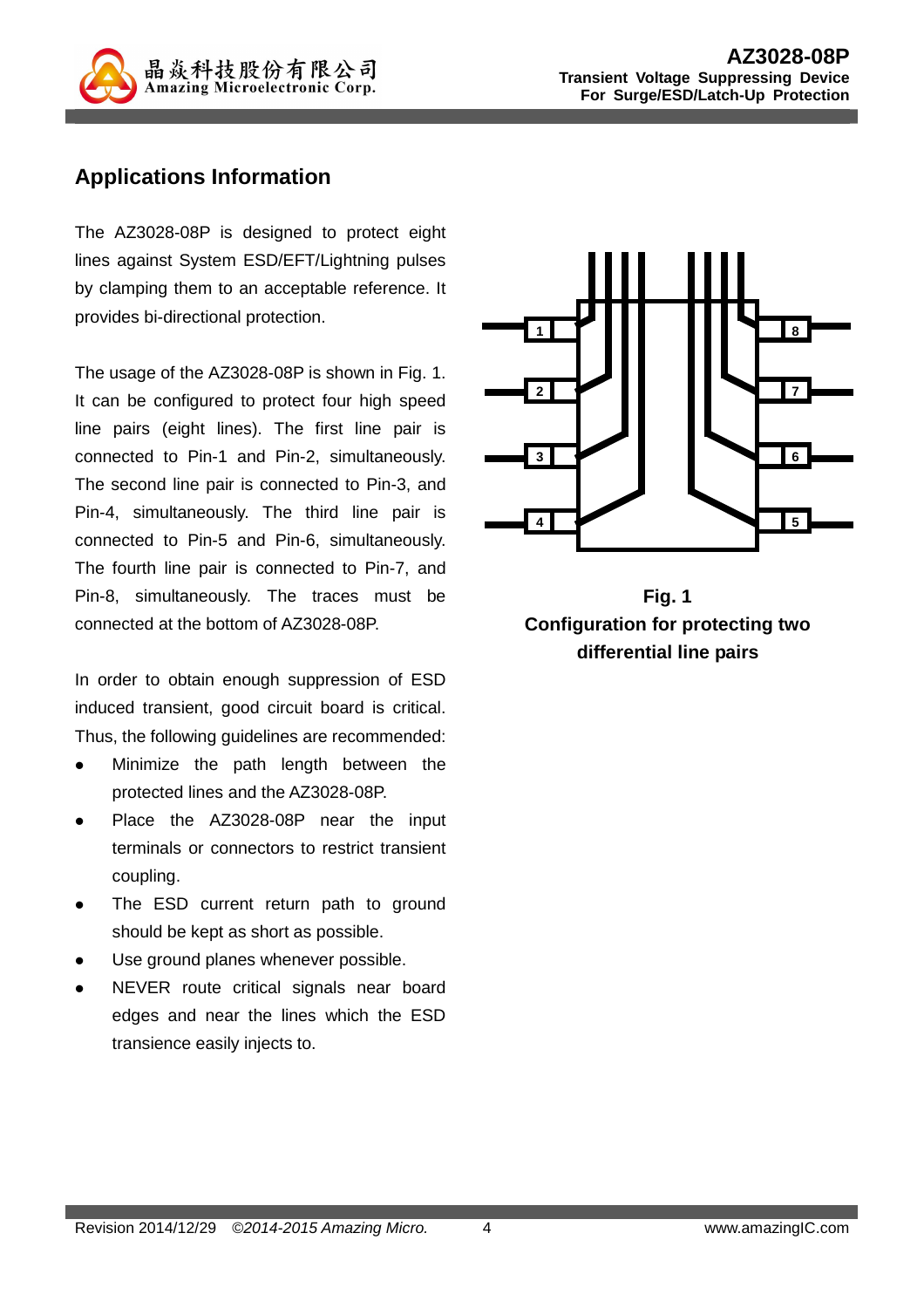## Applications Information

The AZ3028-08P is designed to protect eight lines against System ESD/EFT/Lightning pulses by clamping them to an acceptable reference. It provides bi-directional protection.

The usage of the AZ3028-08P is shown in Fig. 1. It can be configured to protect four high speed line pairs (eight lines). The first line pair is connected to Pin-1 and Pin-2, simultaneously. The second line pair is connected to Pin-3, and Pin-4, simultaneously. The third line pair is connected to Pin-5 and Pin-6, simultaneously. The fourth line pair is connected to Pin-7, and Pin-8, simultaneously. The traces must be connected at the bottom of AZ3028-08P.

In order to obtain enough suppression of ESD induced transient, good circuit board is critical. Thus, the following guidelines are recommended:

- Minimize the path length between the protected lines and the AZ3028-08P.
- Place the AZ3028-08P near the input terminals or connectors to restrict transient coupling.
- The ESD current return path to ground should be kept as short as possible.
- Use ground planes whenever possible.
- NEVER route critical signals near board edges and near the lines which the ESD transience easily injects to.

**Fig. 1**
**Configuration for protecting two differential line pairs**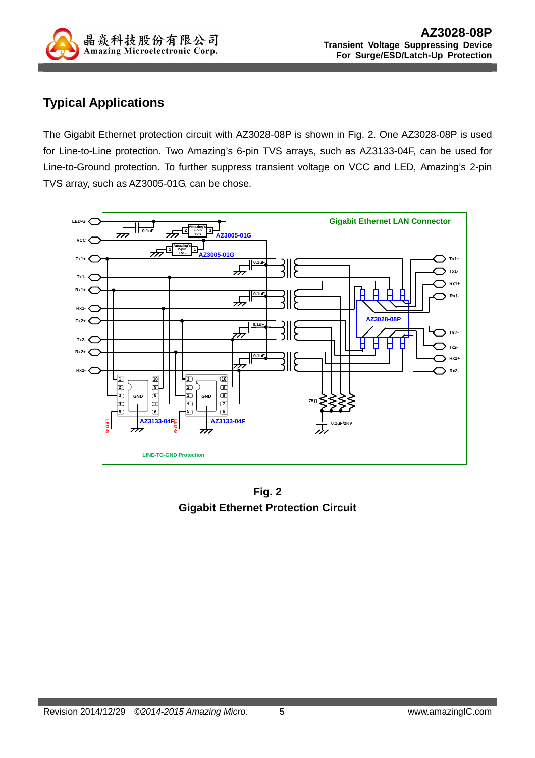## Typical Applications

The Gigabit Ethernet protection circuit with AZ3028-08P is shown in Fig. 2. One AZ3028-08P is used for Line-to-Line protection. Two Amazing's 6-pin TVS arrays, such as AZ3133-04F, can be used for Line-to-Ground protection. To further suppress transient voltage on VCC and LED, Amazing's 2-pin TVS array, such as AZ3005-01G, can be chose.

**Fig. 2**
**Gigabit Ethernet Protection Circuit**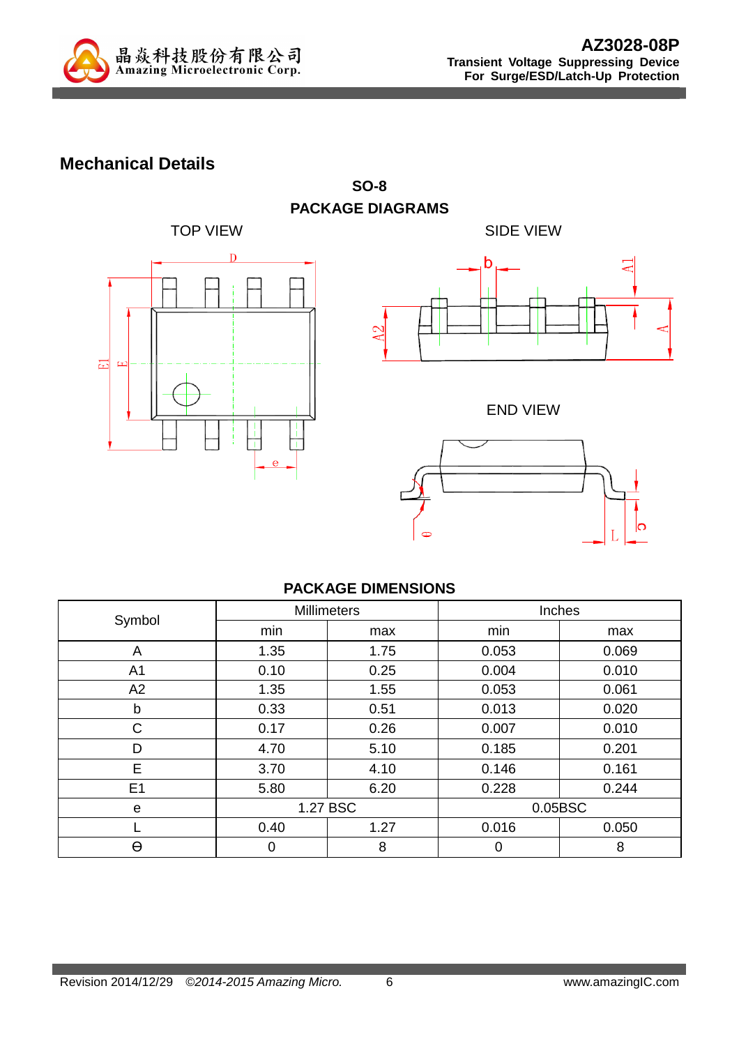## Mechanical Details

### SO-8
### PACKAGE DIAGRAMS

TOP VIEW

SIDE VIEW

END VIEW

### PACKAGE DIMENSIONS

| Symbol | Millimeters | | Inches | |
|---|---|---|---|---|
| | min | max | min | max |
| A | 1.35 | 1.75 | 0.053 | 0.069 |
| A1 | 0.10 | 0.25 | 0.004 | 0.010 |
| A2 | 1.35 | 1.55 | 0.053 | 0.061 |
| b | 0.33 | 0.51 | 0.013 | 0.020 |
| C | 0.17 | 0.26 | 0.007 | 0.010 |
| D | 4.70 | 5.10 | 0.185 | 0.201 |
| E | 3.70 | 4.10 | 0.146 | 0.161 |
| E1 | 5.80 | 6.20 | 0.228 | 0.244 |
| e | 1.27 BSC | | 0.05BSC | |
| L | 0.40 | 1.27 | 0.016 | 0.050 |
| θ | 0 | 8 | 0 | 8 |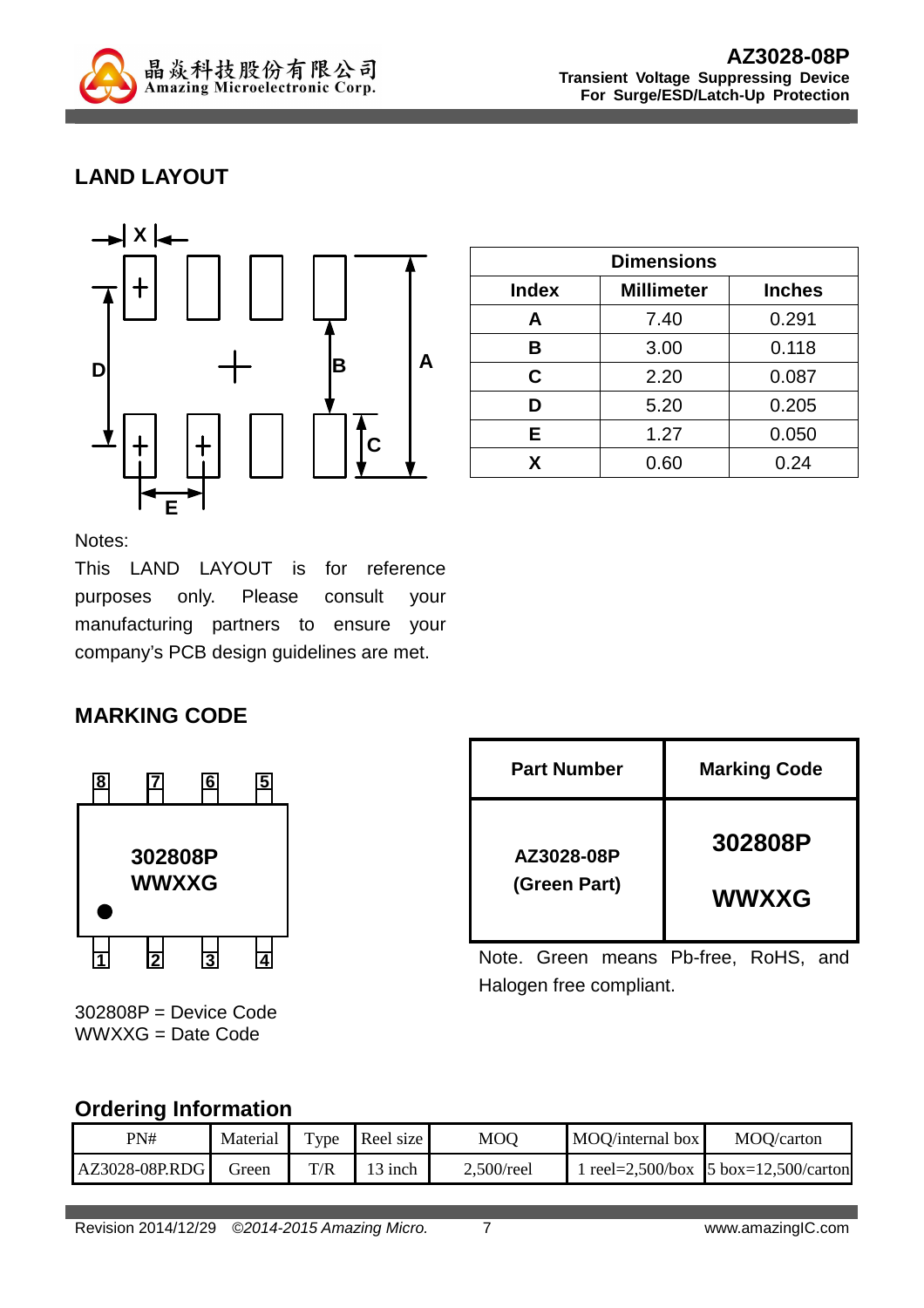## LAND LAYOUT

| Dimensions | | |
|---|---|---|
| **Index** | **Millimeter** | **Inches** |
| **A** | 7.40 | 0.291 |
| **B** | 3.00 | 0.118 |
| **C** | 2.20 | 0.087 |
| **D** | 5.20 | 0.205 |
| **E** | 1.27 | 0.050 |
| **X** | 0.60 | 0.24 |

Notes:

This LAND LAYOUT is for reference purposes only. Please consult your manufacturing partners to ensure your company's PCB design guidelines are met.

## MARKING CODE

302808P = Device Code
WWXXG = Date Code

| Part Number | Marking Code |
|---|---|
| **AZ3028-08P (Green Part)** | **302808P WWXXG** |

Note. Green means Pb-free, RoHS, and Halogen free compliant.

## Ordering Information

| PN# | Material | Type | Reel size | MOQ | MOQ/internal box | MOQ/carton |
|---|---|---|---|---|---|---|
| AZ3028-08P.RDG | Green | T/R | 13 inch | 2,500/reel | 1 reel=2,500/box | 5 box=12,500/carton |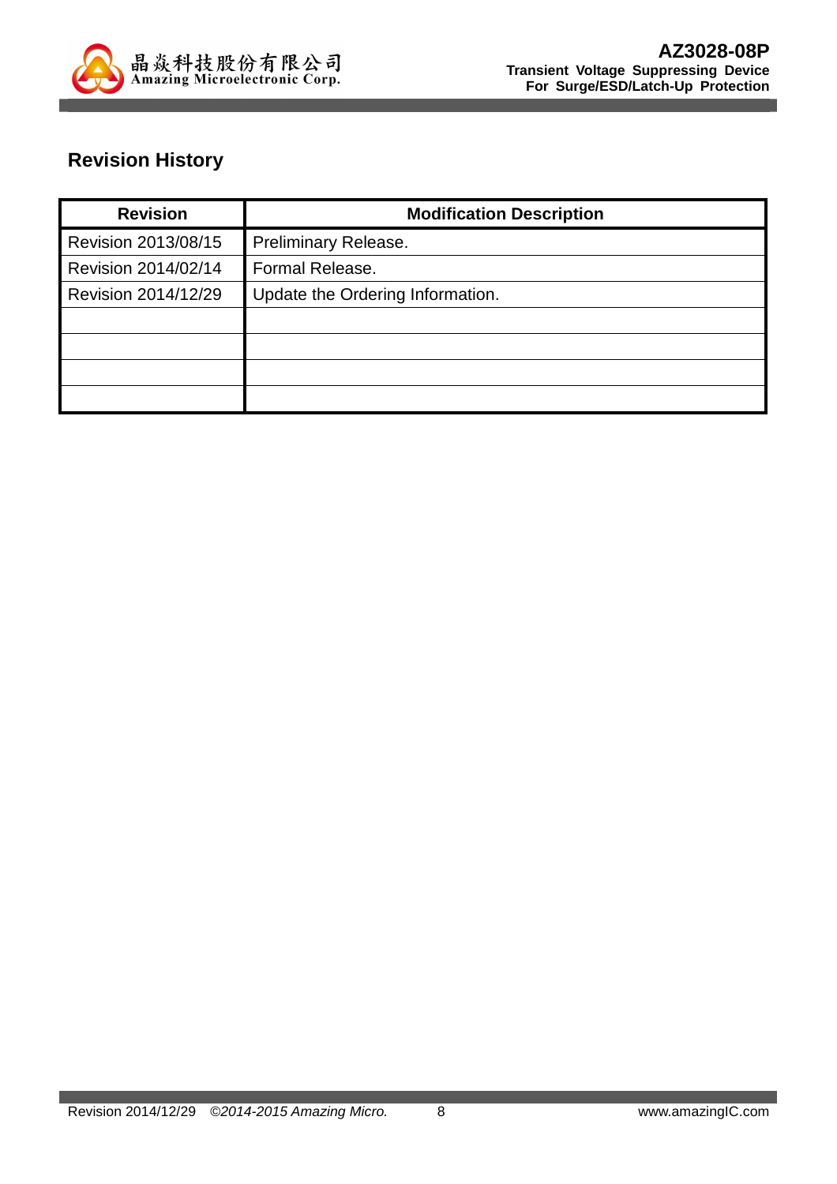## Revision History

| Revision | Modification Description |
|---|---|
| Revision 2013/08/15 | Preliminary Release. |
| Revision 2014/02/14 | Formal Release. |
| Revision 2014/12/29 | Update the Ordering Information. |
| | |
| | |
| | |
| | |